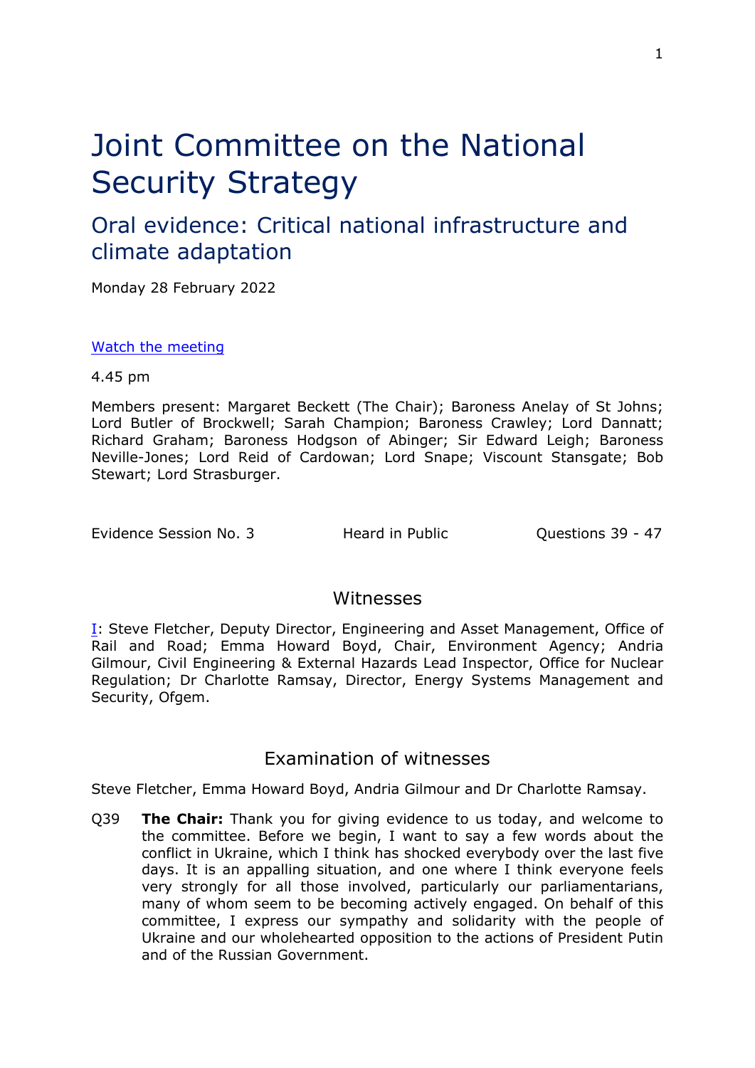# Joint Committee on the National Security Strategy

## Oral evidence: Critical national infrastructure and climate adaptation

Monday 28 February 2022

[Watch the meeting](#)

4.45 pm

Members present: Margaret Beckett (The Chair); Baroness Anelay of St Johns; Lord Butler of Brockwell; Sarah Champion; Baroness Crawley; Lord Dannatt; Richard Graham; Baroness Hodgson of Abinger; Sir Edward Leigh; Baroness Neville-Jones; Lord Reid of Cardowan; Lord Snape; Viscount Stansgate; Bob Stewart; Lord Strasburger.

Evidence Session No. 3 | Heard in Public | Questions 39 - 47

### Witnesses

I: Steve Fletcher, Deputy Director, Engineering and Asset Management, Office of Rail and Road; Emma Howard Boyd, Chair, Environment Agency; Andria Gilmour, Civil Engineering & External Hazards Lead Inspector, Office for Nuclear Regulation; Dr Charlotte Ramsay, Director, Energy Systems Management and Security, Ofgem.

### Examination of witnesses

Steve Fletcher, Emma Howard Boyd, Andria Gilmour and Dr Charlotte Ramsay.

Q39 **The Chair:** Thank you for giving evidence to us today, and welcome to the committee. Before we begin, I want to say a few words about the conflict in Ukraine, which I think has shocked everybody over the last five days. It is an appalling situation, and one where I think everyone feels very strongly for all those involved, particularly our parliamentarians, many of whom seem to be becoming actively engaged. On behalf of this committee, I express our sympathy and solidarity with the people of Ukraine and our wholehearted opposition to the actions of President Putin and of the Russian Government.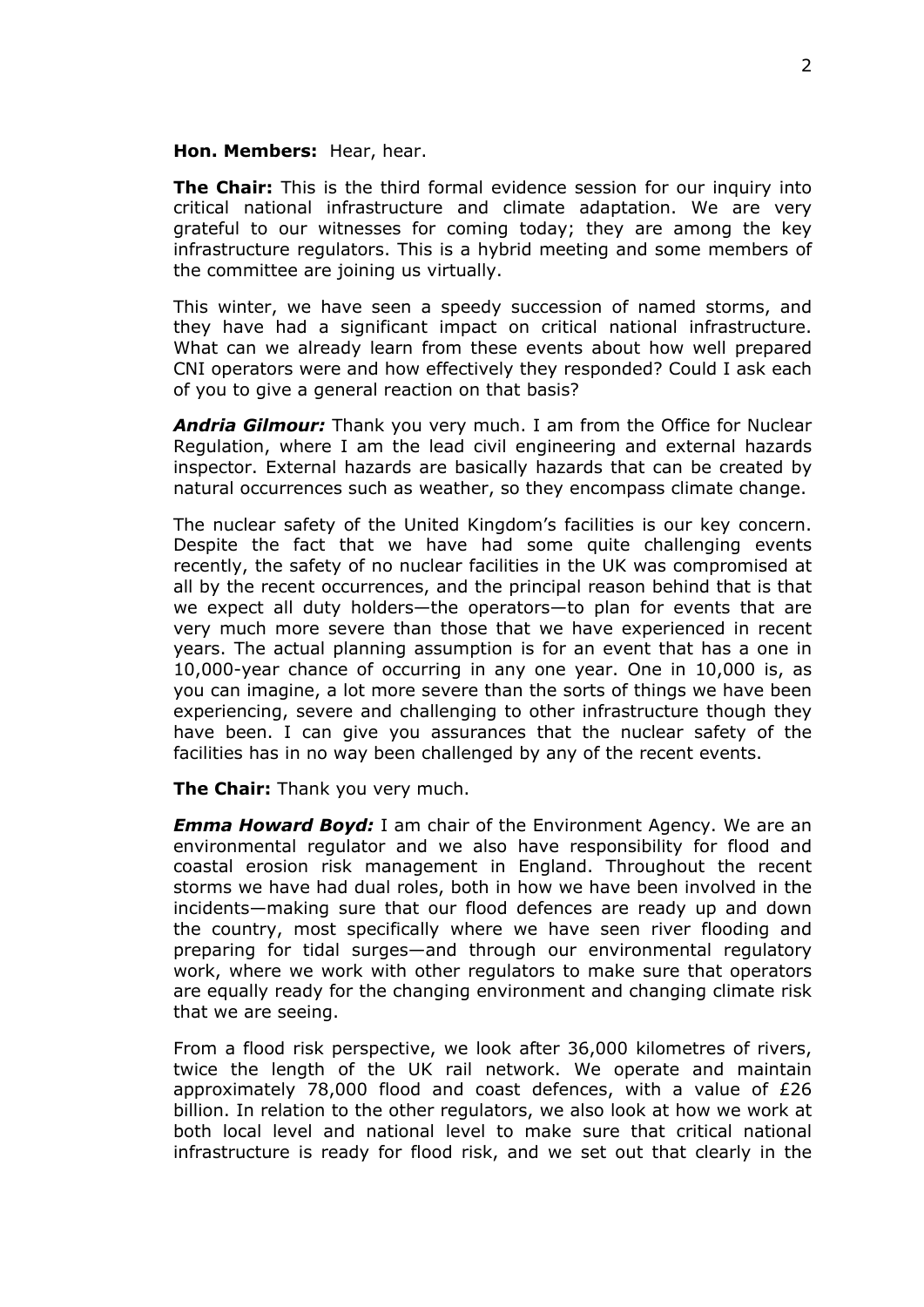**Hon. Members:** Hear, hear.

**The Chair:** This is the third formal evidence session for our inquiry into critical national infrastructure and climate adaptation. We are very grateful to our witnesses for coming today; they are among the key infrastructure regulators. This is a hybrid meeting and some members of the committee are joining us virtually.

This winter, we have seen a speedy succession of named storms, and they have had a significant impact on critical national infrastructure. What can we already learn from these events about how well prepared CNI operators were and how effectively they responded? Could I ask each of you to give a general reaction on that basis?

***Andria Gilmour:*** Thank you very much. I am from the Office for Nuclear Regulation, where I am the lead civil engineering and external hazards inspector. External hazards are basically hazards that can be created by natural occurrences such as weather, so they encompass climate change.

The nuclear safety of the United Kingdom's facilities is our key concern. Despite the fact that we have had some quite challenging events recently, the safety of no nuclear facilities in the UK was compromised at all by the recent occurrences, and the principal reason behind that is that we expect all duty holders—the operators—to plan for events that are very much more severe than those that we have experienced in recent years. The actual planning assumption is for an event that has a one in 10,000-year chance of occurring in any one year. One in 10,000 is, as you can imagine, a lot more severe than the sorts of things we have been experiencing, severe and challenging to other infrastructure though they have been. I can give you assurances that the nuclear safety of the facilities has in no way been challenged by any of the recent events.

**The Chair:** Thank you very much.

***Emma Howard Boyd:*** I am chair of the Environment Agency. We are an environmental regulator and we also have responsibility for flood and coastal erosion risk management in England. Throughout the recent storms we have had dual roles, both in how we have been involved in the incidents—making sure that our flood defences are ready up and down the country, most specifically where we have seen river flooding and preparing for tidal surges—and through our environmental regulatory work, where we work with other regulators to make sure that operators are equally ready for the changing environment and changing climate risk that we are seeing.

From a flood risk perspective, we look after 36,000 kilometres of rivers, twice the length of the UK rail network. We operate and maintain approximately 78,000 flood and coast defences, with a value of £26 billion. In relation to the other regulators, we also look at how we work at both local level and national level to make sure that critical national infrastructure is ready for flood risk, and we set out that clearly in the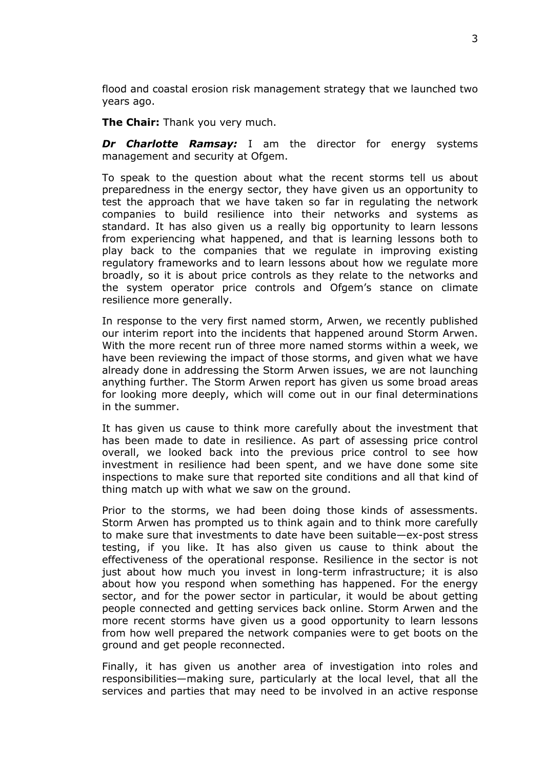flood and coastal erosion risk management strategy that we launched two years ago.

**The Chair:** Thank you very much.

***Dr Charlotte Ramsay:*** I am the director for energy systems management and security at Ofgem.

To speak to the question about what the recent storms tell us about preparedness in the energy sector, they have given us an opportunity to test the approach that we have taken so far in regulating the network companies to build resilience into their networks and systems as standard. It has also given us a really big opportunity to learn lessons from experiencing what happened, and that is learning lessons both to play back to the companies that we regulate in improving existing regulatory frameworks and to learn lessons about how we regulate more broadly, so it is about price controls as they relate to the networks and the system operator price controls and Ofgem's stance on climate resilience more generally.

In response to the very first named storm, Arwen, we recently published our interim report into the incidents that happened around Storm Arwen. With the more recent run of three more named storms within a week, we have been reviewing the impact of those storms, and given what we have already done in addressing the Storm Arwen issues, we are not launching anything further. The Storm Arwen report has given us some broad areas for looking more deeply, which will come out in our final determinations in the summer.

It has given us cause to think more carefully about the investment that has been made to date in resilience. As part of assessing price control overall, we looked back into the previous price control to see how investment in resilience had been spent, and we have done some site inspections to make sure that reported site conditions and all that kind of thing match up with what we saw on the ground.

Prior to the storms, we had been doing those kinds of assessments. Storm Arwen has prompted us to think again and to think more carefully to make sure that investments to date have been suitable—ex-post stress testing, if you like. It has also given us cause to think about the effectiveness of the operational response. Resilience in the sector is not just about how much you invest in long-term infrastructure; it is also about how you respond when something has happened. For the energy sector, and for the power sector in particular, it would be about getting people connected and getting services back online. Storm Arwen and the more recent storms have given us a good opportunity to learn lessons from how well prepared the network companies were to get boots on the ground and get people reconnected.

Finally, it has given us another area of investigation into roles and responsibilities—making sure, particularly at the local level, that all the services and parties that may need to be involved in an active response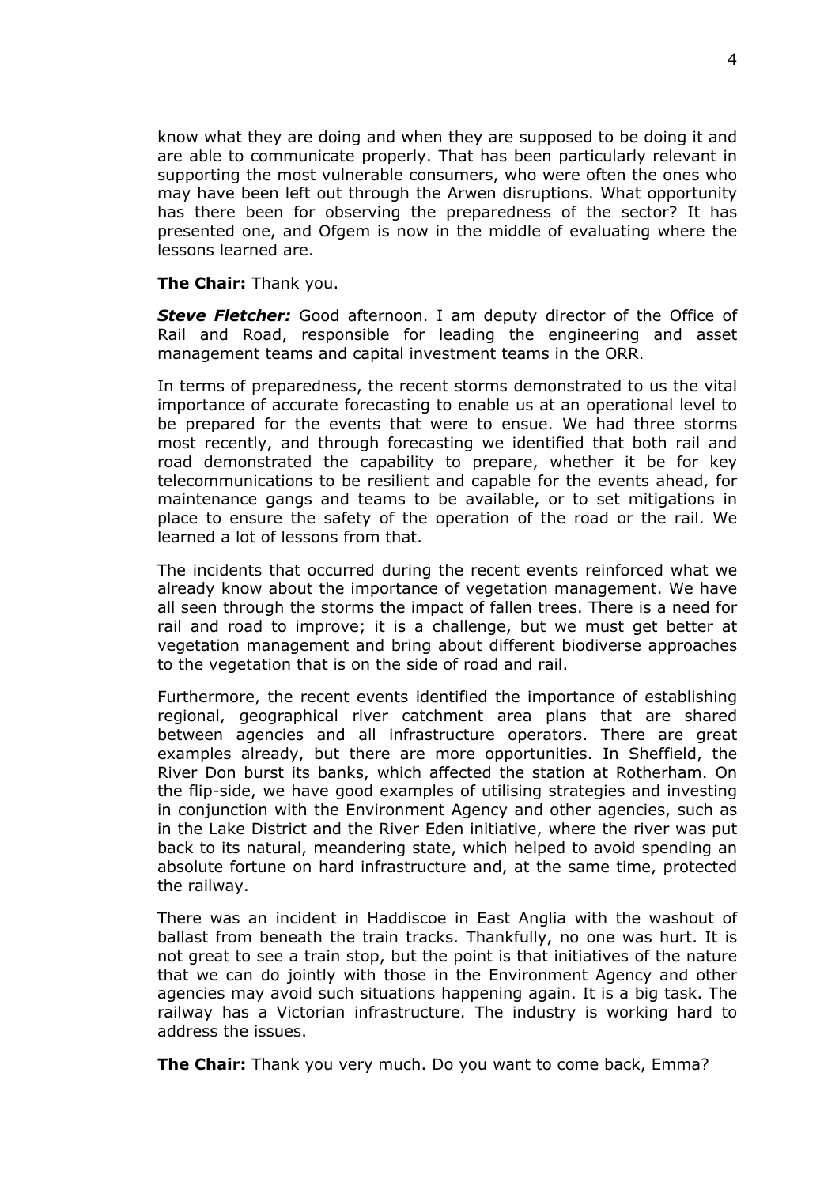know what they are doing and when they are supposed to be doing it and are able to communicate properly. That has been particularly relevant in supporting the most vulnerable consumers, who were often the ones who may have been left out through the Arwen disruptions. What opportunity has there been for observing the preparedness of the sector? It has presented one, and Ofgem is now in the middle of evaluating where the lessons learned are.

**The Chair:** Thank you.

***Steve Fletcher:*** Good afternoon. I am deputy director of the Office of Rail and Road, responsible for leading the engineering and asset management teams and capital investment teams in the ORR.

In terms of preparedness, the recent storms demonstrated to us the vital importance of accurate forecasting to enable us at an operational level to be prepared for the events that were to ensue. We had three storms most recently, and through forecasting we identified that both rail and road demonstrated the capability to prepare, whether it be for key telecommunications to be resilient and capable for the events ahead, for maintenance gangs and teams to be available, or to set mitigations in place to ensure the safety of the operation of the road or the rail. We learned a lot of lessons from that.

The incidents that occurred during the recent events reinforced what we already know about the importance of vegetation management. We have all seen through the storms the impact of fallen trees. There is a need for rail and road to improve; it is a challenge, but we must get better at vegetation management and bring about different biodiverse approaches to the vegetation that is on the side of road and rail.

Furthermore, the recent events identified the importance of establishing regional, geographical river catchment area plans that are shared between agencies and all infrastructure operators. There are great examples already, but there are more opportunities. In Sheffield, the River Don burst its banks, which affected the station at Rotherham. On the flip-side, we have good examples of utilising strategies and investing in conjunction with the Environment Agency and other agencies, such as in the Lake District and the River Eden initiative, where the river was put back to its natural, meandering state, which helped to avoid spending an absolute fortune on hard infrastructure and, at the same time, protected the railway.

There was an incident in Haddiscoe in East Anglia with the washout of ballast from beneath the train tracks. Thankfully, no one was hurt. It is not great to see a train stop, but the point is that initiatives of the nature that we can do jointly with those in the Environment Agency and other agencies may avoid such situations happening again. It is a big task. The railway has a Victorian infrastructure. The industry is working hard to address the issues.

**The Chair:** Thank you very much. Do you want to come back, Emma?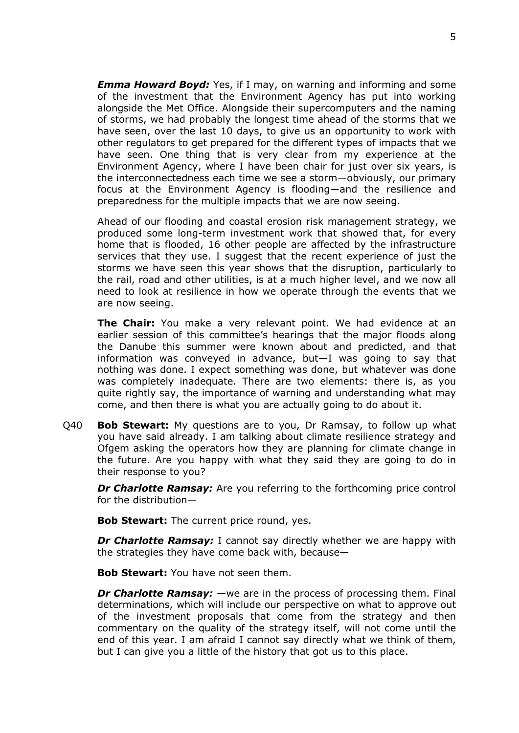***Emma Howard Boyd:*** Yes, if I may, on warning and informing and some of the investment that the Environment Agency has put into working alongside the Met Office. Alongside their supercomputers and the naming of storms, we had probably the longest time ahead of the storms that we have seen, over the last 10 days, to give us an opportunity to work with other regulators to get prepared for the different types of impacts that we have seen. One thing that is very clear from my experience at the Environment Agency, where I have been chair for just over six years, is the interconnectedness each time we see a storm—obviously, our primary focus at the Environment Agency is flooding—and the resilience and preparedness for the multiple impacts that we are now seeing.

Ahead of our flooding and coastal erosion risk management strategy, we produced some long-term investment work that showed that, for every home that is flooded, 16 other people are affected by the infrastructure services that they use. I suggest that the recent experience of just the storms we have seen this year shows that the disruption, particularly to the rail, road and other utilities, is at a much higher level, and we now all need to look at resilience in how we operate through the events that we are now seeing.

**The Chair:** You make a very relevant point. We had evidence at an earlier session of this committee's hearings that the major floods along the Danube this summer were known about and predicted, and that information was conveyed in advance, but—I was going to say that nothing was done. I expect something was done, but whatever was done was completely inadequate. There are two elements: there is, as you quite rightly say, the importance of warning and understanding what may come, and then there is what you are actually going to do about it.

Q40 **Bob Stewart:** My questions are to you, Dr Ramsay, to follow up what you have said already. I am talking about climate resilience strategy and Ofgem asking the operators how they are planning for climate change in the future. Are you happy with what they said they are going to do in their response to you?

***Dr Charlotte Ramsay:*** Are you referring to the forthcoming price control for the distribution—

**Bob Stewart:** The current price round, yes.

***Dr Charlotte Ramsay:*** I cannot say directly whether we are happy with the strategies they have come back with, because—

**Bob Stewart:** You have not seen them.

***Dr Charlotte Ramsay:*** —we are in the process of processing them. Final determinations, which will include our perspective on what to approve out of the investment proposals that come from the strategy and then commentary on the quality of the strategy itself, will not come until the end of this year. I am afraid I cannot say directly what we think of them, but I can give you a little of the history that got us to this place.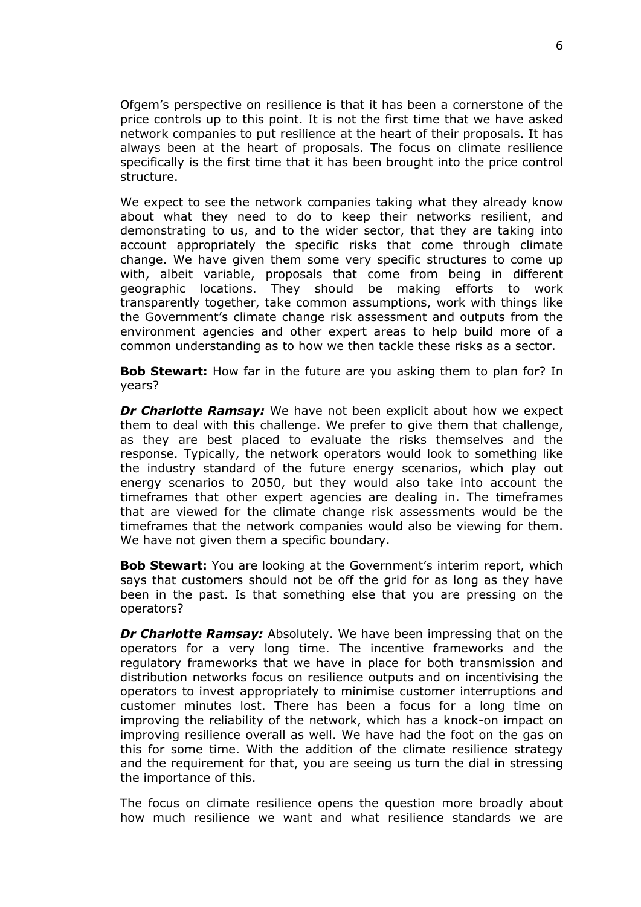Ofgem's perspective on resilience is that it has been a cornerstone of the price controls up to this point. It is not the first time that we have asked network companies to put resilience at the heart of their proposals. It has always been at the heart of proposals. The focus on climate resilience specifically is the first time that it has been brought into the price control structure.

We expect to see the network companies taking what they already know about what they need to do to keep their networks resilient, and demonstrating to us, and to the wider sector, that they are taking into account appropriately the specific risks that come through climate change. We have given them some very specific structures to come up with, albeit variable, proposals that come from being in different geographic locations. They should be making efforts to work transparently together, take common assumptions, work with things like the Government's climate change risk assessment and outputs from the environment agencies and other expert areas to help build more of a common understanding as to how we then tackle these risks as a sector.

**Bob Stewart:** How far in the future are you asking them to plan for? In years?

***Dr Charlotte Ramsay:*** We have not been explicit about how we expect them to deal with this challenge. We prefer to give them that challenge, as they are best placed to evaluate the risks themselves and the response. Typically, the network operators would look to something like the industry standard of the future energy scenarios, which play out energy scenarios to 2050, but they would also take into account the timeframes that other expert agencies are dealing in. The timeframes that are viewed for the climate change risk assessments would be the timeframes that the network companies would also be viewing for them. We have not given them a specific boundary.

**Bob Stewart:** You are looking at the Government's interim report, which says that customers should not be off the grid for as long as they have been in the past. Is that something else that you are pressing on the operators?

***Dr Charlotte Ramsay:*** Absolutely. We have been impressing that on the operators for a very long time. The incentive frameworks and the regulatory frameworks that we have in place for both transmission and distribution networks focus on resilience outputs and on incentivising the operators to invest appropriately to minimise customer interruptions and customer minutes lost. There has been a focus for a long time on improving the reliability of the network, which has a knock-on impact on improving resilience overall as well. We have had the foot on the gas on this for some time. With the addition of the climate resilience strategy and the requirement for that, you are seeing us turn the dial in stressing the importance of this.

The focus on climate resilience opens the question more broadly about how much resilience we want and what resilience standards we are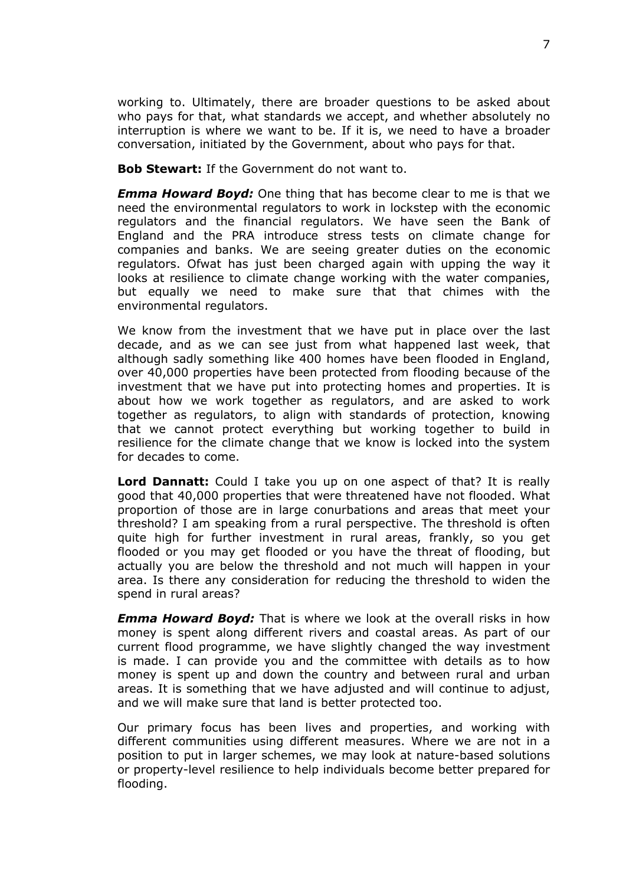working to. Ultimately, there are broader questions to be asked about who pays for that, what standards we accept, and whether absolutely no interruption is where we want to be. If it is, we need to have a broader conversation, initiated by the Government, about who pays for that.

**Bob Stewart:** If the Government do not want to.

***Emma Howard Boyd:*** One thing that has become clear to me is that we need the environmental regulators to work in lockstep with the economic regulators and the financial regulators. We have seen the Bank of England and the PRA introduce stress tests on climate change for companies and banks. We are seeing greater duties on the economic regulators. Ofwat has just been charged again with upping the way it looks at resilience to climate change working with the water companies, but equally we need to make sure that that chimes with the environmental regulators.

We know from the investment that we have put in place over the last decade, and as we can see just from what happened last week, that although sadly something like 400 homes have been flooded in England, over 40,000 properties have been protected from flooding because of the investment that we have put into protecting homes and properties. It is about how we work together as regulators, and are asked to work together as regulators, to align with standards of protection, knowing that we cannot protect everything but working together to build in resilience for the climate change that we know is locked into the system for decades to come.

**Lord Dannatt:** Could I take you up on one aspect of that? It is really good that 40,000 properties that were threatened have not flooded. What proportion of those are in large conurbations and areas that meet your threshold? I am speaking from a rural perspective. The threshold is often quite high for further investment in rural areas, frankly, so you get flooded or you may get flooded or you have the threat of flooding, but actually you are below the threshold and not much will happen in your area. Is there any consideration for reducing the threshold to widen the spend in rural areas?

***Emma Howard Boyd:*** That is where we look at the overall risks in how money is spent along different rivers and coastal areas. As part of our current flood programme, we have slightly changed the way investment is made. I can provide you and the committee with details as to how money is spent up and down the country and between rural and urban areas. It is something that we have adjusted and will continue to adjust, and we will make sure that land is better protected too.

Our primary focus has been lives and properties, and working with different communities using different measures. Where we are not in a position to put in larger schemes, we may look at nature-based solutions or property-level resilience to help individuals become better prepared for flooding.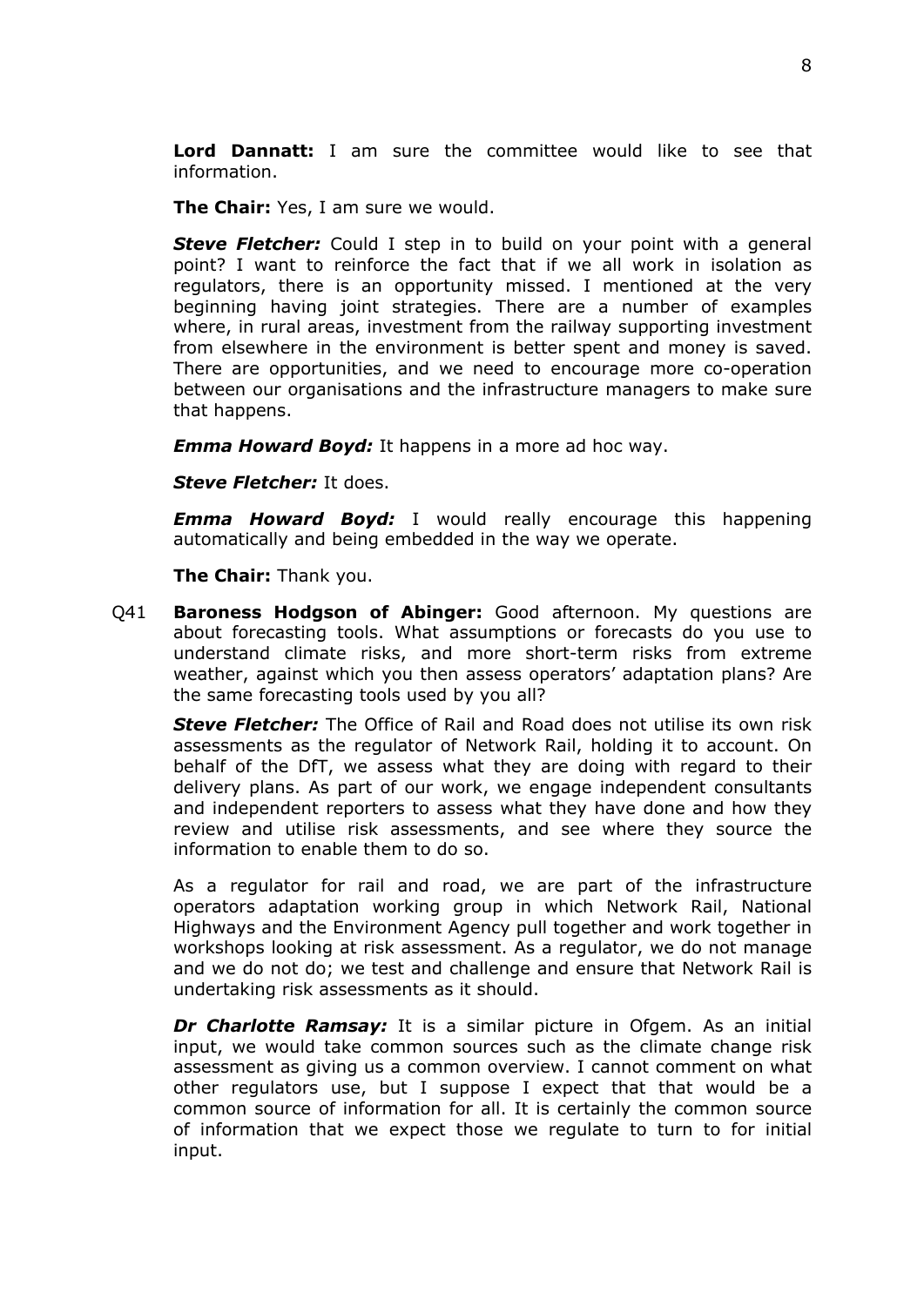**Lord Dannatt:** I am sure the committee would like to see that information.

**The Chair:** Yes, I am sure we would.

***Steve Fletcher:*** Could I step in to build on your point with a general point? I want to reinforce the fact that if we all work in isolation as regulators, there is an opportunity missed. I mentioned at the very beginning having joint strategies. There are a number of examples where, in rural areas, investment from the railway supporting investment from elsewhere in the environment is better spent and money is saved. There are opportunities, and we need to encourage more co-operation between our organisations and the infrastructure managers to make sure that happens.

***Emma Howard Boyd:*** It happens in a more ad hoc way.

***Steve Fletcher:*** It does.

***Emma Howard Boyd:*** I would really encourage this happening automatically and being embedded in the way we operate.

**The Chair:** Thank you.

Q41 **Baroness Hodgson of Abinger:** Good afternoon. My questions are about forecasting tools. What assumptions or forecasts do you use to understand climate risks, and more short-term risks from extreme weather, against which you then assess operators' adaptation plans? Are the same forecasting tools used by you all?

***Steve Fletcher:*** The Office of Rail and Road does not utilise its own risk assessments as the regulator of Network Rail, holding it to account. On behalf of the DfT, we assess what they are doing with regard to their delivery plans. As part of our work, we engage independent consultants and independent reporters to assess what they have done and how they review and utilise risk assessments, and see where they source the information to enable them to do so.

As a regulator for rail and road, we are part of the infrastructure operators adaptation working group in which Network Rail, National Highways and the Environment Agency pull together and work together in workshops looking at risk assessment. As a regulator, we do not manage and we do not do; we test and challenge and ensure that Network Rail is undertaking risk assessments as it should.

***Dr Charlotte Ramsay:*** It is a similar picture in Ofgem. As an initial input, we would take common sources such as the climate change risk assessment as giving us a common overview. I cannot comment on what other regulators use, but I suppose I expect that that would be a common source of information for all. It is certainly the common source of information that we expect those we regulate to turn to for initial input.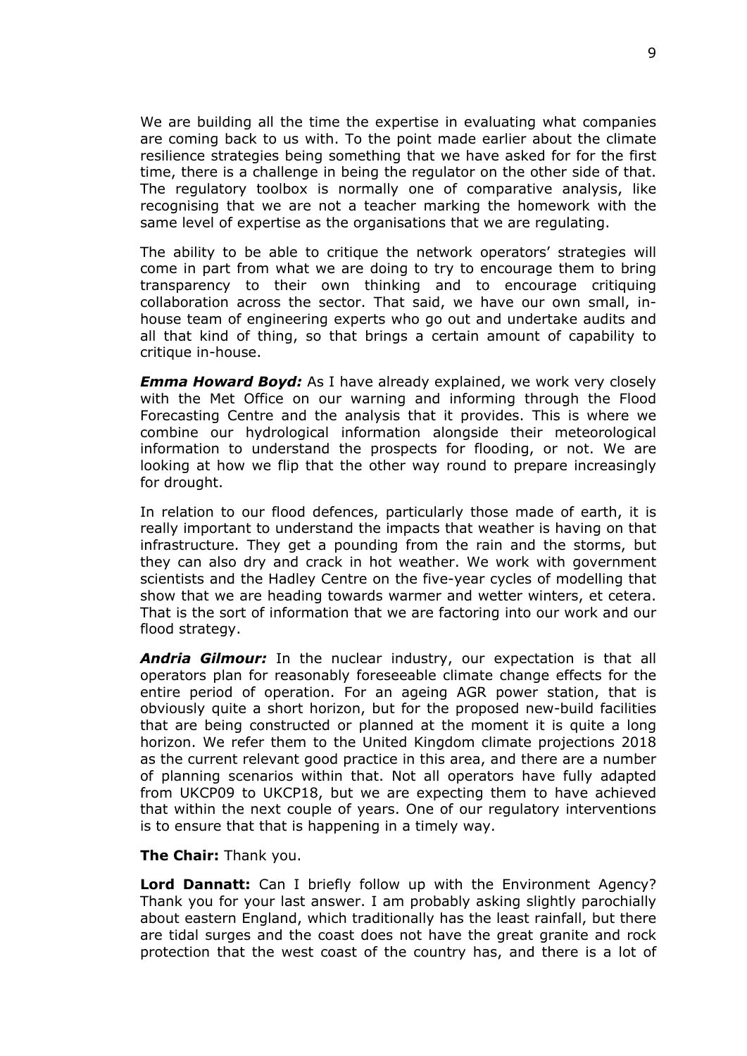We are building all the time the expertise in evaluating what companies are coming back to us with. To the point made earlier about the climate resilience strategies being something that we have asked for for the first time, there is a challenge in being the regulator on the other side of that. The regulatory toolbox is normally one of comparative analysis, like recognising that we are not a teacher marking the homework with the same level of expertise as the organisations that we are regulating.

The ability to be able to critique the network operators' strategies will come in part from what we are doing to try to encourage them to bring transparency to their own thinking and to encourage critiquing collaboration across the sector. That said, we have our own small, in-house team of engineering experts who go out and undertake audits and all that kind of thing, so that brings a certain amount of capability to critique in-house.

***Emma Howard Boyd:*** As I have already explained, we work very closely with the Met Office on our warning and informing through the Flood Forecasting Centre and the analysis that it provides. This is where we combine our hydrological information alongside their meteorological information to understand the prospects for flooding, or not. We are looking at how we flip that the other way round to prepare increasingly for drought.

In relation to our flood defences, particularly those made of earth, it is really important to understand the impacts that weather is having on that infrastructure. They get a pounding from the rain and the storms, but they can also dry and crack in hot weather. We work with government scientists and the Hadley Centre on the five-year cycles of modelling that show that we are heading towards warmer and wetter winters, et cetera. That is the sort of information that we are factoring into our work and our flood strategy.

***Andria Gilmour:*** In the nuclear industry, our expectation is that all operators plan for reasonably foreseeable climate change effects for the entire period of operation. For an ageing AGR power station, that is obviously quite a short horizon, but for the proposed new-build facilities that are being constructed or planned at the moment it is quite a long horizon. We refer them to the United Kingdom climate projections 2018 as the current relevant good practice in this area, and there are a number of planning scenarios within that. Not all operators have fully adapted from UKCP09 to UKCP18, but we are expecting them to have achieved that within the next couple of years. One of our regulatory interventions is to ensure that that is happening in a timely way.

**The Chair:** Thank you.

**Lord Dannatt:** Can I briefly follow up with the Environment Agency? Thank you for your last answer. I am probably asking slightly parochially about eastern England, which traditionally has the least rainfall, but there are tidal surges and the coast does not have the great granite and rock protection that the west coast of the country has, and there is a lot of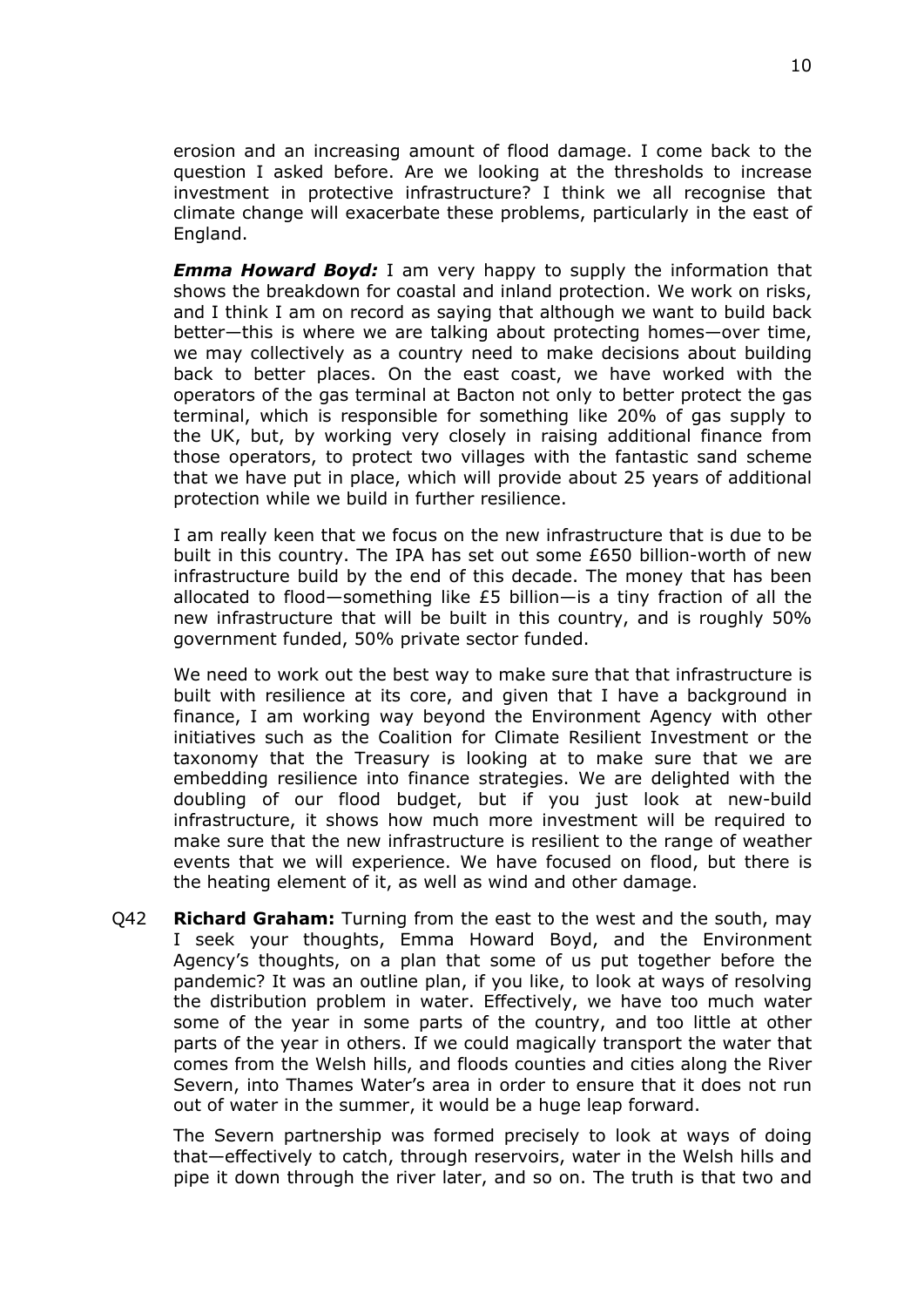erosion and an increasing amount of flood damage. I come back to the question I asked before. Are we looking at the thresholds to increase investment in protective infrastructure? I think we all recognise that climate change will exacerbate these problems, particularly in the east of England.

***Emma Howard Boyd:*** I am very happy to supply the information that shows the breakdown for coastal and inland protection. We work on risks, and I think I am on record as saying that although we want to build back better—this is where we are talking about protecting homes—over time, we may collectively as a country need to make decisions about building back to better places. On the east coast, we have worked with the operators of the gas terminal at Bacton not only to better protect the gas terminal, which is responsible for something like 20% of gas supply to the UK, but, by working very closely in raising additional finance from those operators, to protect two villages with the fantastic sand scheme that we have put in place, which will provide about 25 years of additional protection while we build in further resilience.

I am really keen that we focus on the new infrastructure that is due to be built in this country. The IPA has set out some £650 billion-worth of new infrastructure build by the end of this decade. The money that has been allocated to flood—something like £5 billion—is a tiny fraction of all the new infrastructure that will be built in this country, and is roughly 50% government funded, 50% private sector funded.

We need to work out the best way to make sure that that infrastructure is built with resilience at its core, and given that I have a background in finance, I am working way beyond the Environment Agency with other initiatives such as the Coalition for Climate Resilient Investment or the taxonomy that the Treasury is looking at to make sure that we are embedding resilience into finance strategies. We are delighted with the doubling of our flood budget, but if you just look at new-build infrastructure, it shows how much more investment will be required to make sure that the new infrastructure is resilient to the range of weather events that we will experience. We have focused on flood, but there is the heating element of it, as well as wind and other damage.

Q42 **Richard Graham:** Turning from the east to the west and the south, may I seek your thoughts, Emma Howard Boyd, and the Environment Agency's thoughts, on a plan that some of us put together before the pandemic? It was an outline plan, if you like, to look at ways of resolving the distribution problem in water. Effectively, we have too much water some of the year in some parts of the country, and too little at other parts of the year in others. If we could magically transport the water that comes from the Welsh hills, and floods counties and cities along the River Severn, into Thames Water's area in order to ensure that it does not run out of water in the summer, it would be a huge leap forward.

The Severn partnership was formed precisely to look at ways of doing that—effectively to catch, through reservoirs, water in the Welsh hills and pipe it down through the river later, and so on. The truth is that two and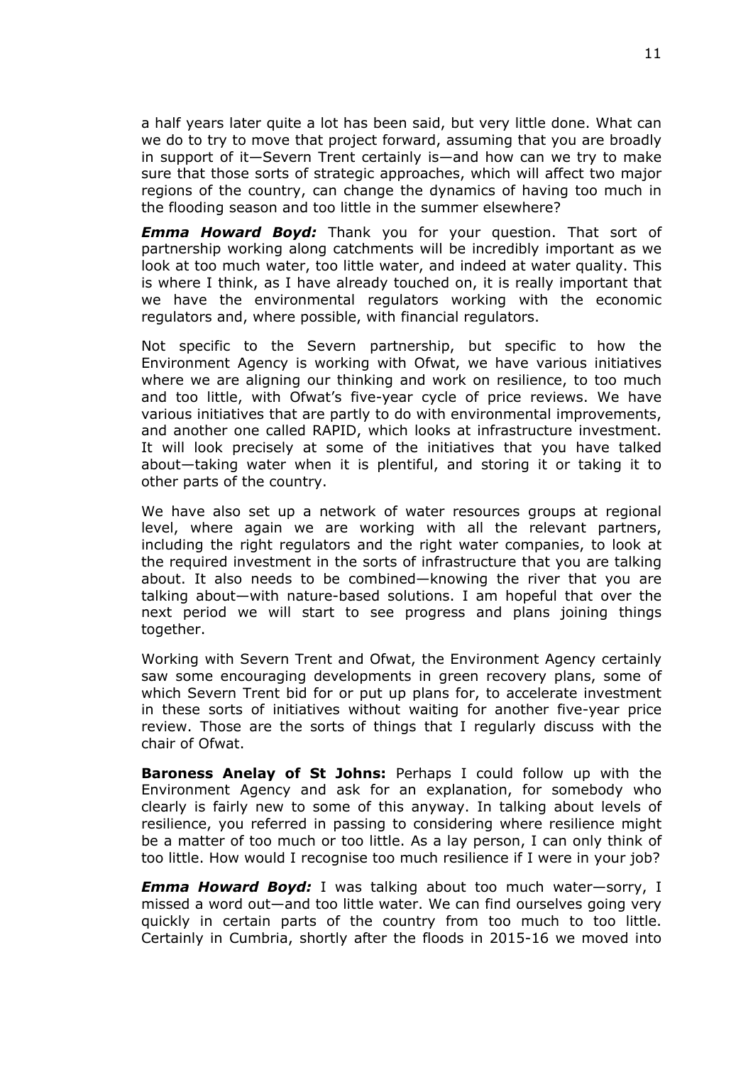a half years later quite a lot has been said, but very little done. What can we do to try to move that project forward, assuming that you are broadly in support of it—Severn Trent certainly is—and how can we try to make sure that those sorts of strategic approaches, which will affect two major regions of the country, can change the dynamics of having too much in the flooding season and too little in the summer elsewhere?

***Emma Howard Boyd:*** Thank you for your question. That sort of partnership working along catchments will be incredibly important as we look at too much water, too little water, and indeed at water quality. This is where I think, as I have already touched on, it is really important that we have the environmental regulators working with the economic regulators and, where possible, with financial regulators.

Not specific to the Severn partnership, but specific to how the Environment Agency is working with Ofwat, we have various initiatives where we are aligning our thinking and work on resilience, to too much and too little, with Ofwat's five-year cycle of price reviews. We have various initiatives that are partly to do with environmental improvements, and another one called RAPID, which looks at infrastructure investment. It will look precisely at some of the initiatives that you have talked about—taking water when it is plentiful, and storing it or taking it to other parts of the country.

We have also set up a network of water resources groups at regional level, where again we are working with all the relevant partners, including the right regulators and the right water companies, to look at the required investment in the sorts of infrastructure that you are talking about. It also needs to be combined—knowing the river that you are talking about—with nature-based solutions. I am hopeful that over the next period we will start to see progress and plans joining things together.

Working with Severn Trent and Ofwat, the Environment Agency certainly saw some encouraging developments in green recovery plans, some of which Severn Trent bid for or put up plans for, to accelerate investment in these sorts of initiatives without waiting for another five-year price review. Those are the sorts of things that I regularly discuss with the chair of Ofwat.

**Baroness Anelay of St Johns:** Perhaps I could follow up with the Environment Agency and ask for an explanation, for somebody who clearly is fairly new to some of this anyway. In talking about levels of resilience, you referred in passing to considering where resilience might be a matter of too much or too little. As a lay person, I can only think of too little. How would I recognise too much resilience if I were in your job?

***Emma Howard Boyd:*** I was talking about too much water—sorry, I missed a word out—and too little water. We can find ourselves going very quickly in certain parts of the country from too much to too little. Certainly in Cumbria, shortly after the floods in 2015-16 we moved into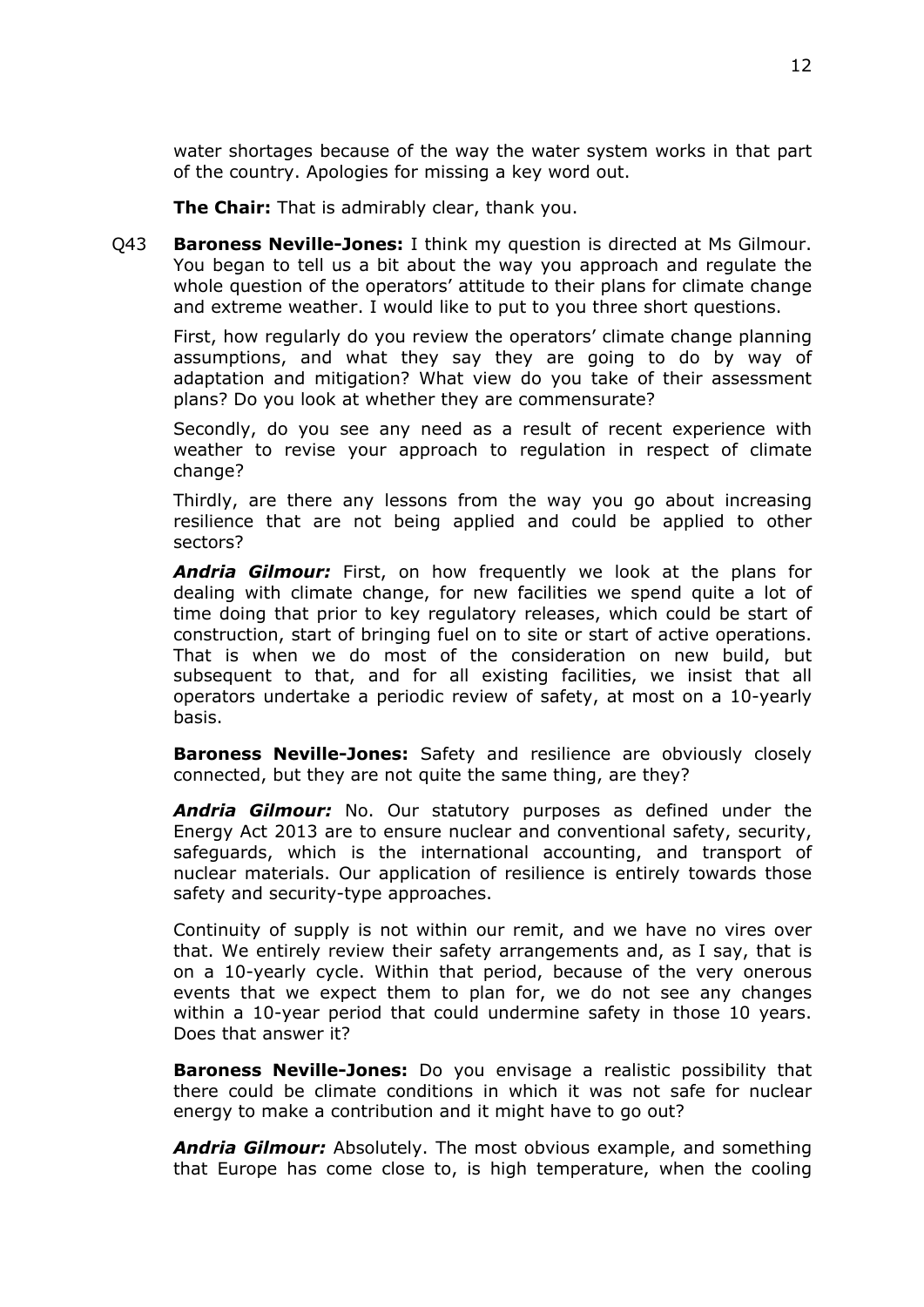water shortages because of the way the water system works in that part of the country. Apologies for missing a key word out.

**The Chair:** That is admirably clear, thank you.

Q43 **Baroness Neville-Jones:** I think my question is directed at Ms Gilmour. You began to tell us a bit about the way you approach and regulate the whole question of the operators' attitude to their plans for climate change and extreme weather. I would like to put to you three short questions.

First, how regularly do you review the operators' climate change planning assumptions, and what they say they are going to do by way of adaptation and mitigation? What view do you take of their assessment plans? Do you look at whether they are commensurate?

Secondly, do you see any need as a result of recent experience with weather to revise your approach to regulation in respect of climate change?

Thirdly, are there any lessons from the way you go about increasing resilience that are not being applied and could be applied to other sectors?

***Andria Gilmour:*** First, on how frequently we look at the plans for dealing with climate change, for new facilities we spend quite a lot of time doing that prior to key regulatory releases, which could be start of construction, start of bringing fuel on to site or start of active operations. That is when we do most of the consideration on new build, but subsequent to that, and for all existing facilities, we insist that all operators undertake a periodic review of safety, at most on a 10-yearly basis.

**Baroness Neville-Jones:** Safety and resilience are obviously closely connected, but they are not quite the same thing, are they?

***Andria Gilmour:*** No. Our statutory purposes as defined under the Energy Act 2013 are to ensure nuclear and conventional safety, security, safeguards, which is the international accounting, and transport of nuclear materials. Our application of resilience is entirely towards those safety and security-type approaches.

Continuity of supply is not within our remit, and we have no vires over that. We entirely review their safety arrangements and, as I say, that is on a 10-yearly cycle. Within that period, because of the very onerous events that we expect them to plan for, we do not see any changes within a 10-year period that could undermine safety in those 10 years. Does that answer it?

**Baroness Neville-Jones:** Do you envisage a realistic possibility that there could be climate conditions in which it was not safe for nuclear energy to make a contribution and it might have to go out?

***Andria Gilmour:*** Absolutely. The most obvious example, and something that Europe has come close to, is high temperature, when the cooling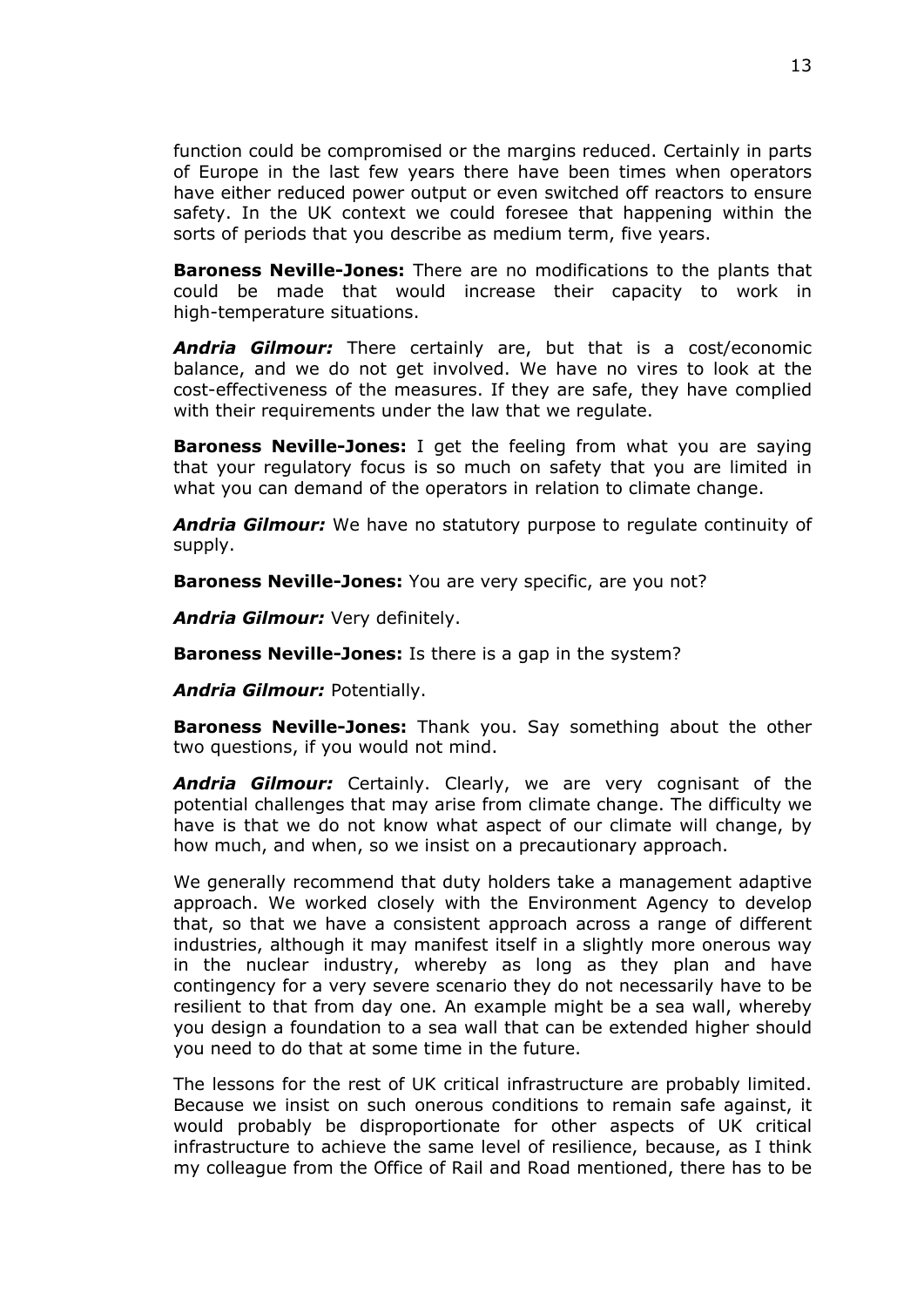function could be compromised or the margins reduced. Certainly in parts of Europe in the last few years there have been times when operators have either reduced power output or even switched off reactors to ensure safety. In the UK context we could foresee that happening within the sorts of periods that you describe as medium term, five years.

**Baroness Neville-Jones:** There are no modifications to the plants that could be made that would increase their capacity to work in high-temperature situations.

***Andria Gilmour:*** There certainly are, but that is a cost/economic balance, and we do not get involved. We have no vires to look at the cost-effectiveness of the measures. If they are safe, they have complied with their requirements under the law that we regulate.

**Baroness Neville-Jones:** I get the feeling from what you are saying that your regulatory focus is so much on safety that you are limited in what you can demand of the operators in relation to climate change.

***Andria Gilmour:*** We have no statutory purpose to regulate continuity of supply.

**Baroness Neville-Jones:** You are very specific, are you not?

***Andria Gilmour:*** Very definitely.

**Baroness Neville-Jones:** Is there is a gap in the system?

***Andria Gilmour:*** Potentially.

**Baroness Neville-Jones:** Thank you. Say something about the other two questions, if you would not mind.

***Andria Gilmour:*** Certainly. Clearly, we are very cognisant of the potential challenges that may arise from climate change. The difficulty we have is that we do not know what aspect of our climate will change, by how much, and when, so we insist on a precautionary approach.

We generally recommend that duty holders take a management adaptive approach. We worked closely with the Environment Agency to develop that, so that we have a consistent approach across a range of different industries, although it may manifest itself in a slightly more onerous way in the nuclear industry, whereby as long as they plan and have contingency for a very severe scenario they do not necessarily have to be resilient to that from day one. An example might be a sea wall, whereby you design a foundation to a sea wall that can be extended higher should you need to do that at some time in the future.

The lessons for the rest of UK critical infrastructure are probably limited. Because we insist on such onerous conditions to remain safe against, it would probably be disproportionate for other aspects of UK critical infrastructure to achieve the same level of resilience, because, as I think my colleague from the Office of Rail and Road mentioned, there has to be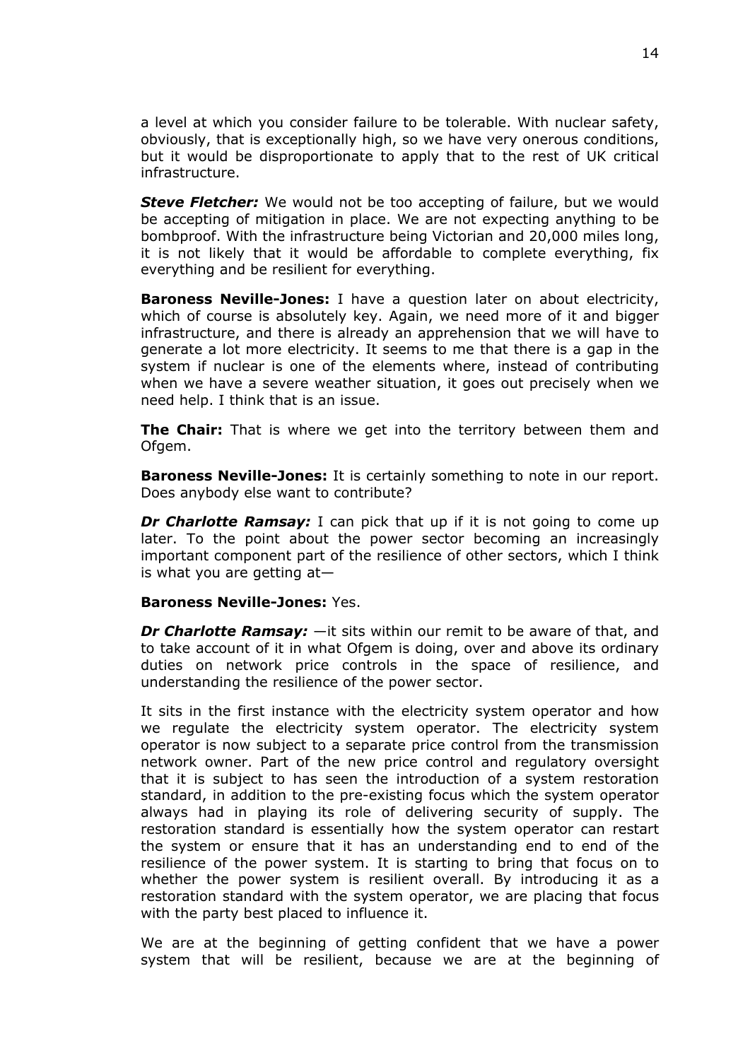a level at which you consider failure to be tolerable. With nuclear safety, obviously, that is exceptionally high, so we have very onerous conditions, but it would be disproportionate to apply that to the rest of UK critical infrastructure.

***Steve Fletcher:*** We would not be too accepting of failure, but we would be accepting of mitigation in place. We are not expecting anything to be bombproof. With the infrastructure being Victorian and 20,000 miles long, it is not likely that it would be affordable to complete everything, fix everything and be resilient for everything.

**Baroness Neville-Jones:** I have a question later on about electricity, which of course is absolutely key. Again, we need more of it and bigger infrastructure, and there is already an apprehension that we will have to generate a lot more electricity. It seems to me that there is a gap in the system if nuclear is one of the elements where, instead of contributing when we have a severe weather situation, it goes out precisely when we need help. I think that is an issue.

**The Chair:** That is where we get into the territory between them and Ofgem.

**Baroness Neville-Jones:** It is certainly something to note in our report. Does anybody else want to contribute?

***Dr Charlotte Ramsay:*** I can pick that up if it is not going to come up later. To the point about the power sector becoming an increasingly important component part of the resilience of other sectors, which I think is what you are getting at—

**Baroness Neville-Jones:** Yes.

***Dr Charlotte Ramsay:*** —it sits within our remit to be aware of that, and to take account of it in what Ofgem is doing, over and above its ordinary duties on network price controls in the space of resilience, and understanding the resilience of the power sector.

It sits in the first instance with the electricity system operator and how we regulate the electricity system operator. The electricity system operator is now subject to a separate price control from the transmission network owner. Part of the new price control and regulatory oversight that it is subject to has seen the introduction of a system restoration standard, in addition to the pre-existing focus which the system operator always had in playing its role of delivering security of supply. The restoration standard is essentially how the system operator can restart the system or ensure that it has an understanding end to end of the resilience of the power system. It is starting to bring that focus on to whether the power system is resilient overall. By introducing it as a restoration standard with the system operator, we are placing that focus with the party best placed to influence it.

We are at the beginning of getting confident that we have a power system that will be resilient, because we are at the beginning of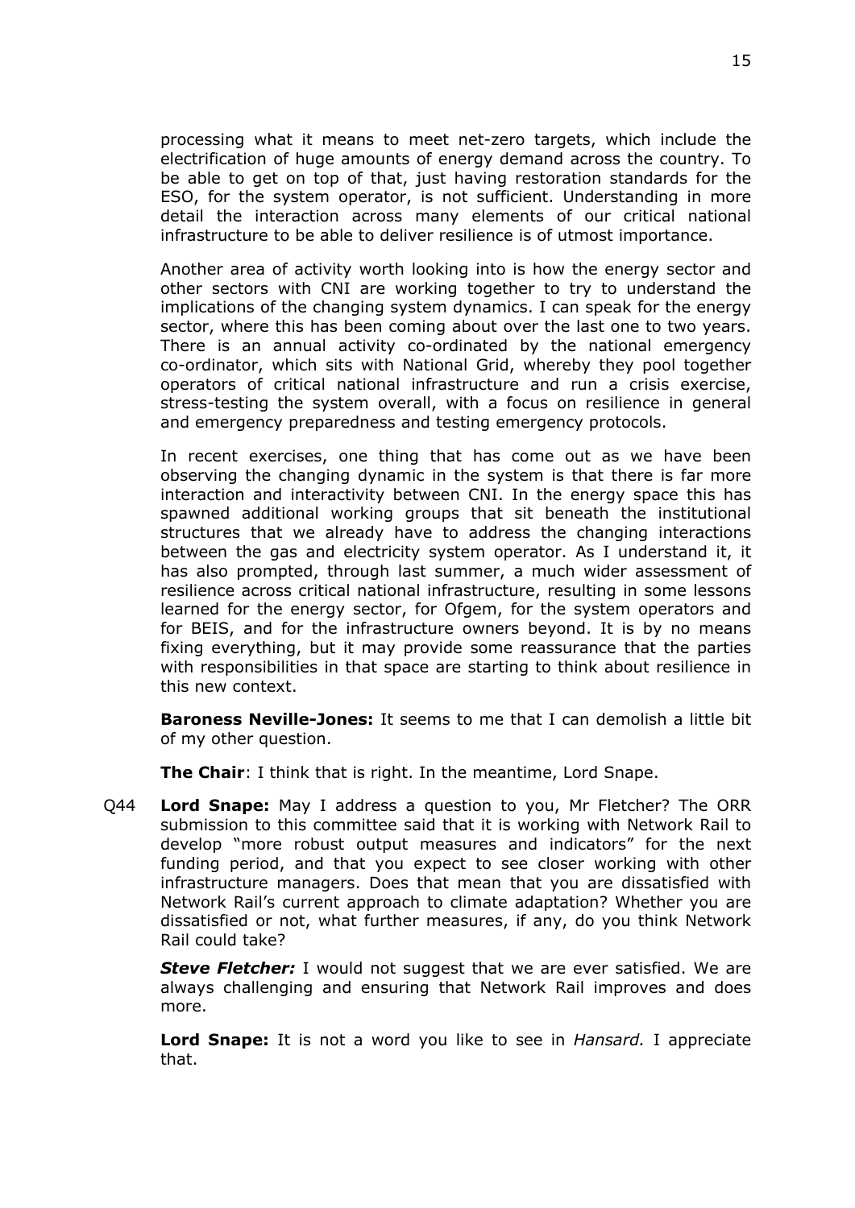processing what it means to meet net-zero targets, which include the electrification of huge amounts of energy demand across the country. To be able to get on top of that, just having restoration standards for the ESO, for the system operator, is not sufficient. Understanding in more detail the interaction across many elements of our critical national infrastructure to be able to deliver resilience is of utmost importance.

Another area of activity worth looking into is how the energy sector and other sectors with CNI are working together to try to understand the implications of the changing system dynamics. I can speak for the energy sector, where this has been coming about over the last one to two years. There is an annual activity co-ordinated by the national emergency co-ordinator, which sits with National Grid, whereby they pool together operators of critical national infrastructure and run a crisis exercise, stress-testing the system overall, with a focus on resilience in general and emergency preparedness and testing emergency protocols.

In recent exercises, one thing that has come out as we have been observing the changing dynamic in the system is that there is far more interaction and interactivity between CNI. In the energy space this has spawned additional working groups that sit beneath the institutional structures that we already have to address the changing interactions between the gas and electricity system operator. As I understand it, it has also prompted, through last summer, a much wider assessment of resilience across critical national infrastructure, resulting in some lessons learned for the energy sector, for Ofgem, for the system operators and for BEIS, and for the infrastructure owners beyond. It is by no means fixing everything, but it may provide some reassurance that the parties with responsibilities in that space are starting to think about resilience in this new context.

**Baroness Neville-Jones:** It seems to me that I can demolish a little bit of my other question.

**The Chair**: I think that is right. In the meantime, Lord Snape.

Q44 **Lord Snape:** May I address a question to you, Mr Fletcher? The ORR submission to this committee said that it is working with Network Rail to develop "more robust output measures and indicators" for the next funding period, and that you expect to see closer working with other infrastructure managers. Does that mean that you are dissatisfied with Network Rail's current approach to climate adaptation? Whether you are dissatisfied or not, what further measures, if any, do you think Network Rail could take?

***Steve Fletcher:*** I would not suggest that we are ever satisfied. We are always challenging and ensuring that Network Rail improves and does more.

**Lord Snape:** It is not a word you like to see in *Hansard.* I appreciate that.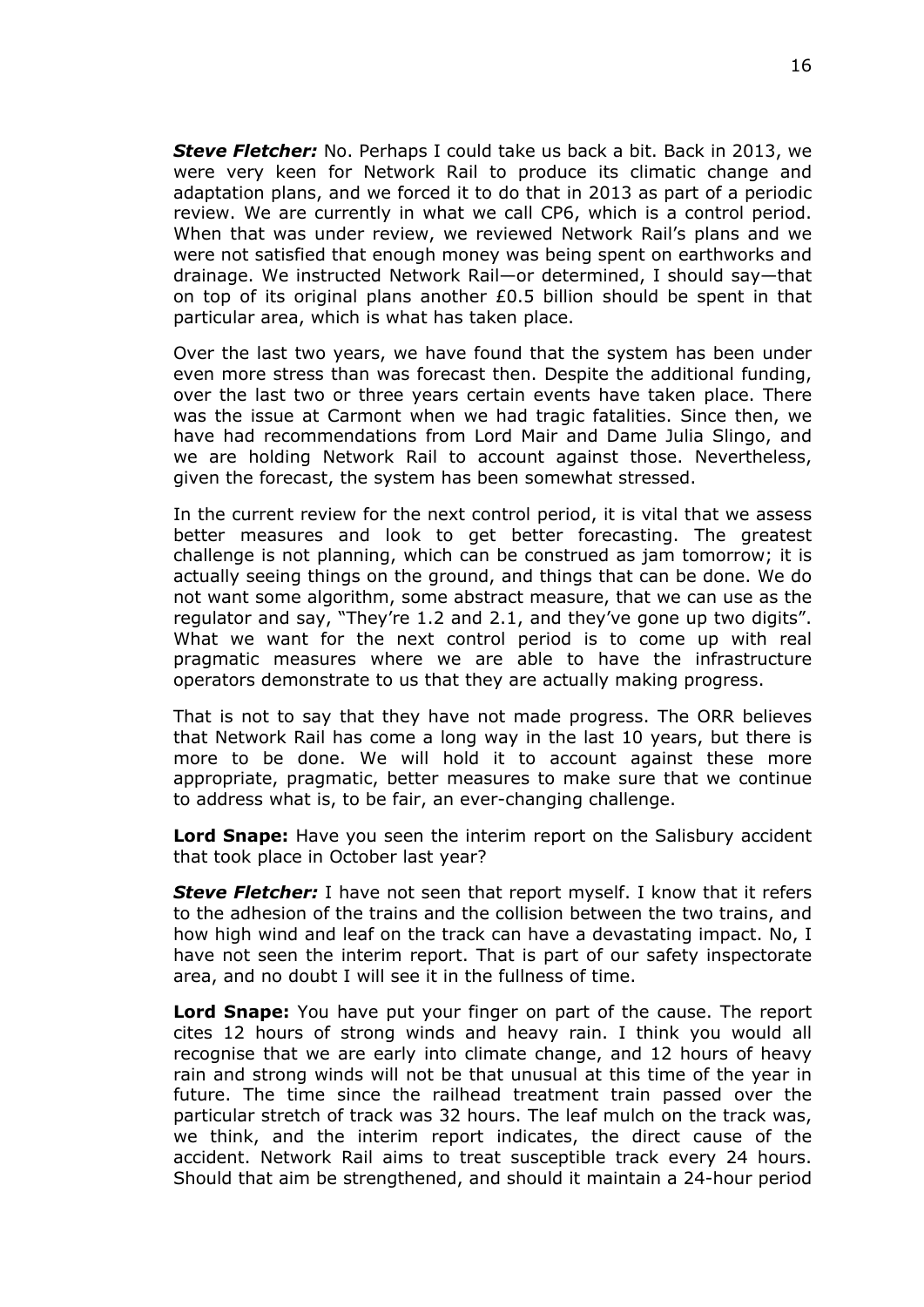***Steve Fletcher:*** No. Perhaps I could take us back a bit. Back in 2013, we were very keen for Network Rail to produce its climatic change and adaptation plans, and we forced it to do that in 2013 as part of a periodic review. We are currently in what we call CP6, which is a control period. When that was under review, we reviewed Network Rail's plans and we were not satisfied that enough money was being spent on earthworks and drainage. We instructed Network Rail—or determined, I should say—that on top of its original plans another £0.5 billion should be spent in that particular area, which is what has taken place.

Over the last two years, we have found that the system has been under even more stress than was forecast then. Despite the additional funding, over the last two or three years certain events have taken place. There was the issue at Carmont when we had tragic fatalities. Since then, we have had recommendations from Lord Mair and Dame Julia Slingo, and we are holding Network Rail to account against those. Nevertheless, given the forecast, the system has been somewhat stressed.

In the current review for the next control period, it is vital that we assess better measures and look to get better forecasting. The greatest challenge is not planning, which can be construed as jam tomorrow; it is actually seeing things on the ground, and things that can be done. We do not want some algorithm, some abstract measure, that we can use as the regulator and say, "They're 1.2 and 2.1, and they've gone up two digits". What we want for the next control period is to come up with real pragmatic measures where we are able to have the infrastructure operators demonstrate to us that they are actually making progress.

That is not to say that they have not made progress. The ORR believes that Network Rail has come a long way in the last 10 years, but there is more to be done. We will hold it to account against these more appropriate, pragmatic, better measures to make sure that we continue to address what is, to be fair, an ever-changing challenge.

**Lord Snape:** Have you seen the interim report on the Salisbury accident that took place in October last year?

***Steve Fletcher:*** I have not seen that report myself. I know that it refers to the adhesion of the trains and the collision between the two trains, and how high wind and leaf on the track can have a devastating impact. No, I have not seen the interim report. That is part of our safety inspectorate area, and no doubt I will see it in the fullness of time.

**Lord Snape:** You have put your finger on part of the cause. The report cites 12 hours of strong winds and heavy rain. I think you would all recognise that we are early into climate change, and 12 hours of heavy rain and strong winds will not be that unusual at this time of the year in future. The time since the railhead treatment train passed over the particular stretch of track was 32 hours. The leaf mulch on the track was, we think, and the interim report indicates, the direct cause of the accident. Network Rail aims to treat susceptible track every 24 hours. Should that aim be strengthened, and should it maintain a 24-hour period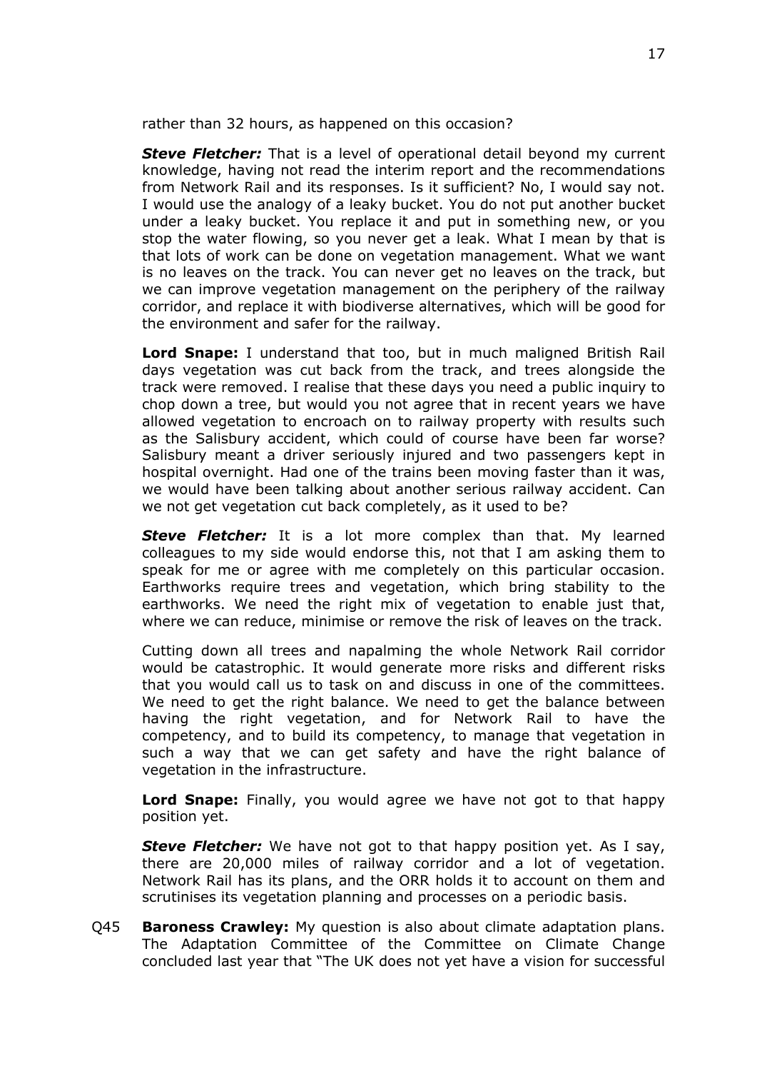rather than 32 hours, as happened on this occasion?

***Steve Fletcher:*** That is a level of operational detail beyond my current knowledge, having not read the interim report and the recommendations from Network Rail and its responses. Is it sufficient? No, I would say not. I would use the analogy of a leaky bucket. You do not put another bucket under a leaky bucket. You replace it and put in something new, or you stop the water flowing, so you never get a leak. What I mean by that is that lots of work can be done on vegetation management. What we want is no leaves on the track. You can never get no leaves on the track, but we can improve vegetation management on the periphery of the railway corridor, and replace it with biodiverse alternatives, which will be good for the environment and safer for the railway.

**Lord Snape:** I understand that too, but in much maligned British Rail days vegetation was cut back from the track, and trees alongside the track were removed. I realise that these days you need a public inquiry to chop down a tree, but would you not agree that in recent years we have allowed vegetation to encroach on to railway property with results such as the Salisbury accident, which could of course have been far worse? Salisbury meant a driver seriously injured and two passengers kept in hospital overnight. Had one of the trains been moving faster than it was, we would have been talking about another serious railway accident. Can we not get vegetation cut back completely, as it used to be?

***Steve Fletcher:*** It is a lot more complex than that. My learned colleagues to my side would endorse this, not that I am asking them to speak for me or agree with me completely on this particular occasion. Earthworks require trees and vegetation, which bring stability to the earthworks. We need the right mix of vegetation to enable just that, where we can reduce, minimise or remove the risk of leaves on the track.

Cutting down all trees and napalming the whole Network Rail corridor would be catastrophic. It would generate more risks and different risks that you would call us to task on and discuss in one of the committees. We need to get the right balance. We need to get the balance between having the right vegetation, and for Network Rail to have the competency, and to build its competency, to manage that vegetation in such a way that we can get safety and have the right balance of vegetation in the infrastructure.

**Lord Snape:** Finally, you would agree we have not got to that happy position yet.

***Steve Fletcher:*** We have not got to that happy position yet. As I say, there are 20,000 miles of railway corridor and a lot of vegetation. Network Rail has its plans, and the ORR holds it to account on them and scrutinises its vegetation planning and processes on a periodic basis.

Q45 **Baroness Crawley:** My question is also about climate adaptation plans. The Adaptation Committee of the Committee on Climate Change concluded last year that "The UK does not yet have a vision for successful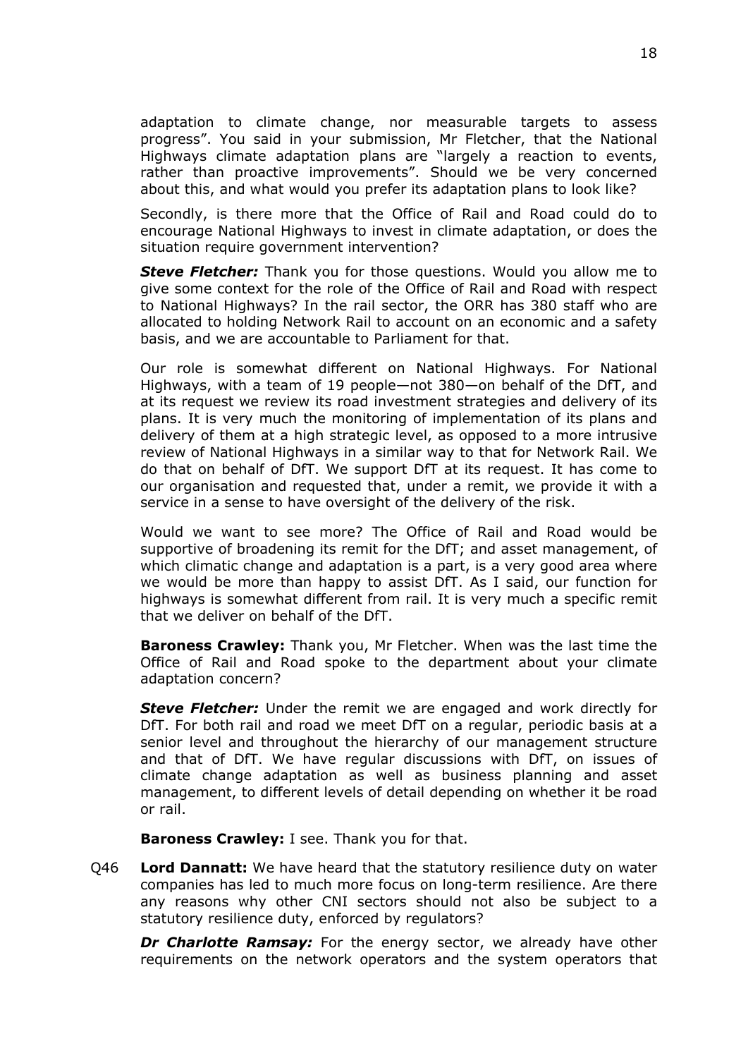adaptation to climate change, nor measurable targets to assess progress". You said in your submission, Mr Fletcher, that the National Highways climate adaptation plans are "largely a reaction to events, rather than proactive improvements". Should we be very concerned about this, and what would you prefer its adaptation plans to look like?

Secondly, is there more that the Office of Rail and Road could do to encourage National Highways to invest in climate adaptation, or does the situation require government intervention?

***Steve Fletcher:*** Thank you for those questions. Would you allow me to give some context for the role of the Office of Rail and Road with respect to National Highways? In the rail sector, the ORR has 380 staff who are allocated to holding Network Rail to account on an economic and a safety basis, and we are accountable to Parliament for that.

Our role is somewhat different on National Highways. For National Highways, with a team of 19 people—not 380—on behalf of the DfT, and at its request we review its road investment strategies and delivery of its plans. It is very much the monitoring of implementation of its plans and delivery of them at a high strategic level, as opposed to a more intrusive review of National Highways in a similar way to that for Network Rail. We do that on behalf of DfT. We support DfT at its request. It has come to our organisation and requested that, under a remit, we provide it with a service in a sense to have oversight of the delivery of the risk.

Would we want to see more? The Office of Rail and Road would be supportive of broadening its remit for the DfT; and asset management, of which climatic change and adaptation is a part, is a very good area where we would be more than happy to assist DfT. As I said, our function for highways is somewhat different from rail. It is very much a specific remit that we deliver on behalf of the DfT.

**Baroness Crawley:** Thank you, Mr Fletcher. When was the last time the Office of Rail and Road spoke to the department about your climate adaptation concern?

***Steve Fletcher:*** Under the remit we are engaged and work directly for DfT. For both rail and road we meet DfT on a regular, periodic basis at a senior level and throughout the hierarchy of our management structure and that of DfT. We have regular discussions with DfT, on issues of climate change adaptation as well as business planning and asset management, to different levels of detail depending on whether it be road or rail.

**Baroness Crawley:** I see. Thank you for that.

Q46 **Lord Dannatt:** We have heard that the statutory resilience duty on water companies has led to much more focus on long-term resilience. Are there any reasons why other CNI sectors should not also be subject to a statutory resilience duty, enforced by regulators?

***Dr Charlotte Ramsay:*** For the energy sector, we already have other requirements on the network operators and the system operators that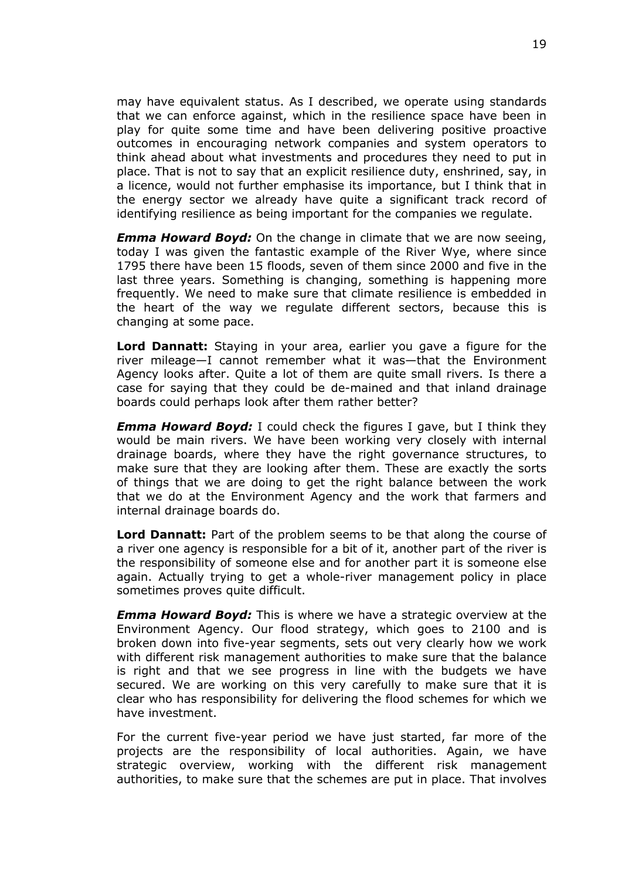may have equivalent status. As I described, we operate using standards that we can enforce against, which in the resilience space have been in play for quite some time and have been delivering positive proactive outcomes in encouraging network companies and system operators to think ahead about what investments and procedures they need to put in place. That is not to say that an explicit resilience duty, enshrined, say, in a licence, would not further emphasise its importance, but I think that in the energy sector we already have quite a significant track record of identifying resilience as being important for the companies we regulate.

***Emma Howard Boyd:*** On the change in climate that we are now seeing, today I was given the fantastic example of the River Wye, where since 1795 there have been 15 floods, seven of them since 2000 and five in the last three years. Something is changing, something is happening more frequently. We need to make sure that climate resilience is embedded in the heart of the way we regulate different sectors, because this is changing at some pace.

**Lord Dannatt:** Staying in your area, earlier you gave a figure for the river mileage—I cannot remember what it was—that the Environment Agency looks after. Quite a lot of them are quite small rivers. Is there a case for saying that they could be de-mained and that inland drainage boards could perhaps look after them rather better?

***Emma Howard Boyd:*** I could check the figures I gave, but I think they would be main rivers. We have been working very closely with internal drainage boards, where they have the right governance structures, to make sure that they are looking after them. These are exactly the sorts of things that we are doing to get the right balance between the work that we do at the Environment Agency and the work that farmers and internal drainage boards do.

**Lord Dannatt:** Part of the problem seems to be that along the course of a river one agency is responsible for a bit of it, another part of the river is the responsibility of someone else and for another part it is someone else again. Actually trying to get a whole-river management policy in place sometimes proves quite difficult.

***Emma Howard Boyd:*** This is where we have a strategic overview at the Environment Agency. Our flood strategy, which goes to 2100 and is broken down into five-year segments, sets out very clearly how we work with different risk management authorities to make sure that the balance is right and that we see progress in line with the budgets we have secured. We are working on this very carefully to make sure that it is clear who has responsibility for delivering the flood schemes for which we have investment.

For the current five-year period we have just started, far more of the projects are the responsibility of local authorities. Again, we have strategic overview, working with the different risk management authorities, to make sure that the schemes are put in place. That involves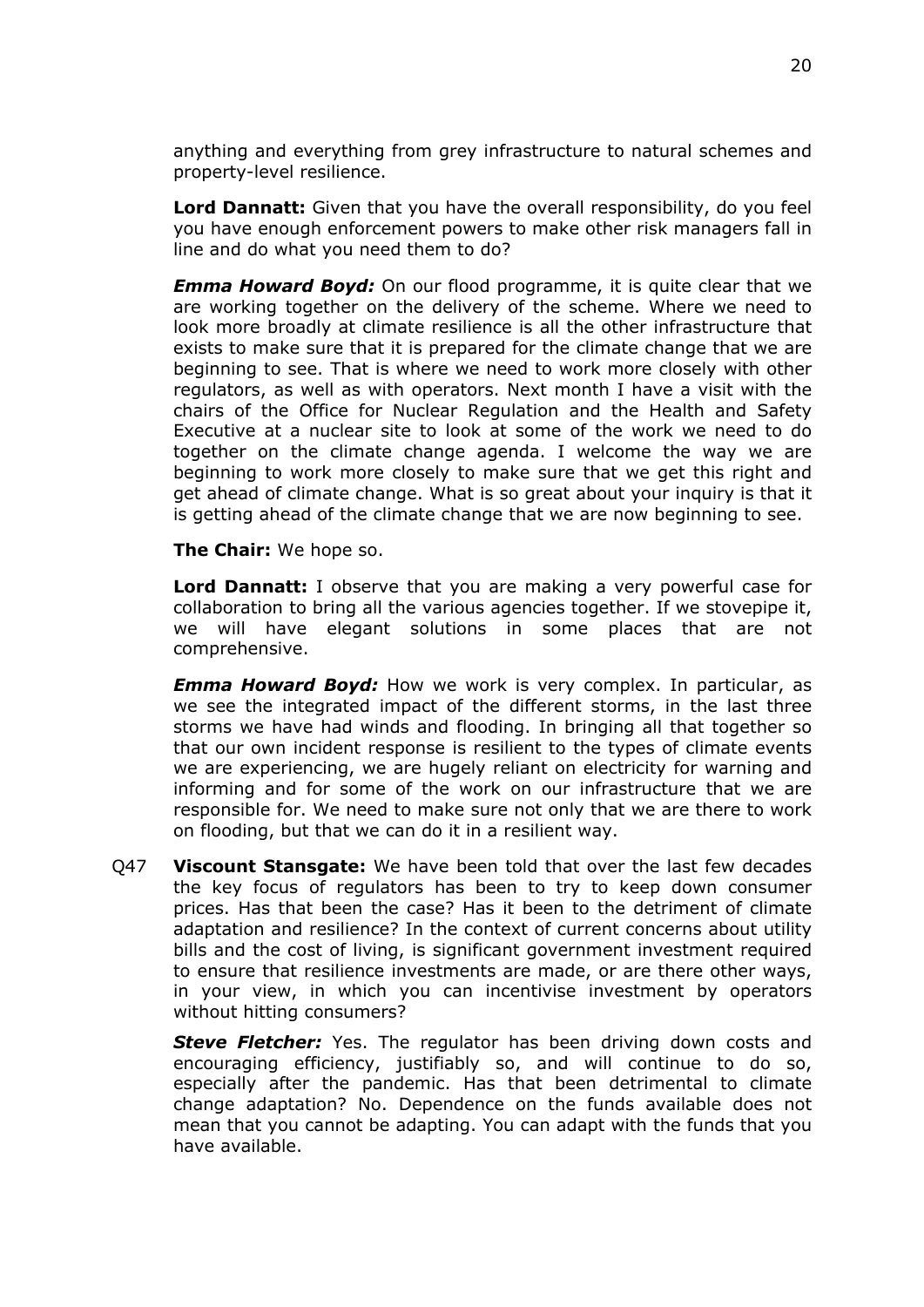anything and everything from grey infrastructure to natural schemes and property-level resilience.

**Lord Dannatt:** Given that you have the overall responsibility, do you feel you have enough enforcement powers to make other risk managers fall in line and do what you need them to do?

***Emma Howard Boyd:*** On our flood programme, it is quite clear that we are working together on the delivery of the scheme. Where we need to look more broadly at climate resilience is all the other infrastructure that exists to make sure that it is prepared for the climate change that we are beginning to see. That is where we need to work more closely with other regulators, as well as with operators. Next month I have a visit with the chairs of the Office for Nuclear Regulation and the Health and Safety Executive at a nuclear site to look at some of the work we need to do together on the climate change agenda. I welcome the way we are beginning to work more closely to make sure that we get this right and get ahead of climate change. What is so great about your inquiry is that it is getting ahead of the climate change that we are now beginning to see.

**The Chair:** We hope so.

**Lord Dannatt:** I observe that you are making a very powerful case for collaboration to bring all the various agencies together. If we stovepipe it, we will have elegant solutions in some places that are not comprehensive.

***Emma Howard Boyd:*** How we work is very complex. In particular, as we see the integrated impact of the different storms, in the last three storms we have had winds and flooding. In bringing all that together so that our own incident response is resilient to the types of climate events we are experiencing, we are hugely reliant on electricity for warning and informing and for some of the work on our infrastructure that we are responsible for. We need to make sure not only that we are there to work on flooding, but that we can do it in a resilient way.

Q47 **Viscount Stansgate:** We have been told that over the last few decades the key focus of regulators has been to try to keep down consumer prices. Has that been the case? Has it been to the detriment of climate adaptation and resilience? In the context of current concerns about utility bills and the cost of living, is significant government investment required to ensure that resilience investments are made, or are there other ways, in your view, in which you can incentivise investment by operators without hitting consumers?

***Steve Fletcher:*** Yes. The regulator has been driving down costs and encouraging efficiency, justifiably so, and will continue to do so, especially after the pandemic. Has that been detrimental to climate change adaptation? No. Dependence on the funds available does not mean that you cannot be adapting. You can adapt with the funds that you have available.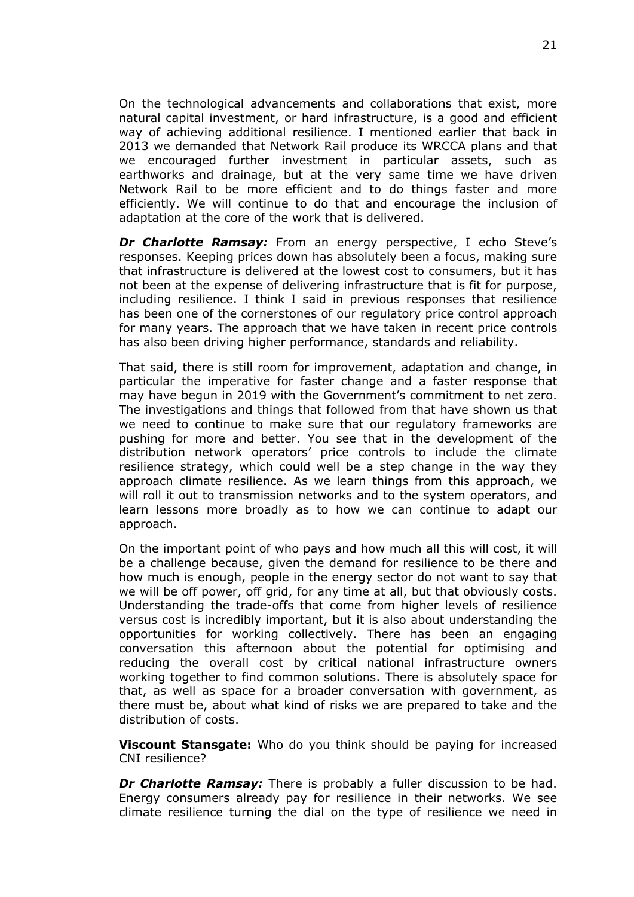On the technological advancements and collaborations that exist, more natural capital investment, or hard infrastructure, is a good and efficient way of achieving additional resilience. I mentioned earlier that back in 2013 we demanded that Network Rail produce its WRCCA plans and that we encouraged further investment in particular assets, such as earthworks and drainage, but at the very same time we have driven Network Rail to be more efficient and to do things faster and more efficiently. We will continue to do that and encourage the inclusion of adaptation at the core of the work that is delivered.

***Dr Charlotte Ramsay:*** From an energy perspective, I echo Steve's responses. Keeping prices down has absolutely been a focus, making sure that infrastructure is delivered at the lowest cost to consumers, but it has not been at the expense of delivering infrastructure that is fit for purpose, including resilience. I think I said in previous responses that resilience has been one of the cornerstones of our regulatory price control approach for many years. The approach that we have taken in recent price controls has also been driving higher performance, standards and reliability.

That said, there is still room for improvement, adaptation and change, in particular the imperative for faster change and a faster response that may have begun in 2019 with the Government's commitment to net zero. The investigations and things that followed from that have shown us that we need to continue to make sure that our regulatory frameworks are pushing for more and better. You see that in the development of the distribution network operators' price controls to include the climate resilience strategy, which could well be a step change in the way they approach climate resilience. As we learn things from this approach, we will roll it out to transmission networks and to the system operators, and learn lessons more broadly as to how we can continue to adapt our approach.

On the important point of who pays and how much all this will cost, it will be a challenge because, given the demand for resilience to be there and how much is enough, people in the energy sector do not want to say that we will be off power, off grid, for any time at all, but that obviously costs. Understanding the trade-offs that come from higher levels of resilience versus cost is incredibly important, but it is also about understanding the opportunities for working collectively. There has been an engaging conversation this afternoon about the potential for optimising and reducing the overall cost by critical national infrastructure owners working together to find common solutions. There is absolutely space for that, as well as space for a broader conversation with government, as there must be, about what kind of risks we are prepared to take and the distribution of costs.

**Viscount Stansgate:** Who do you think should be paying for increased CNI resilience?

***Dr Charlotte Ramsay:*** There is probably a fuller discussion to be had. Energy consumers already pay for resilience in their networks. We see climate resilience turning the dial on the type of resilience we need in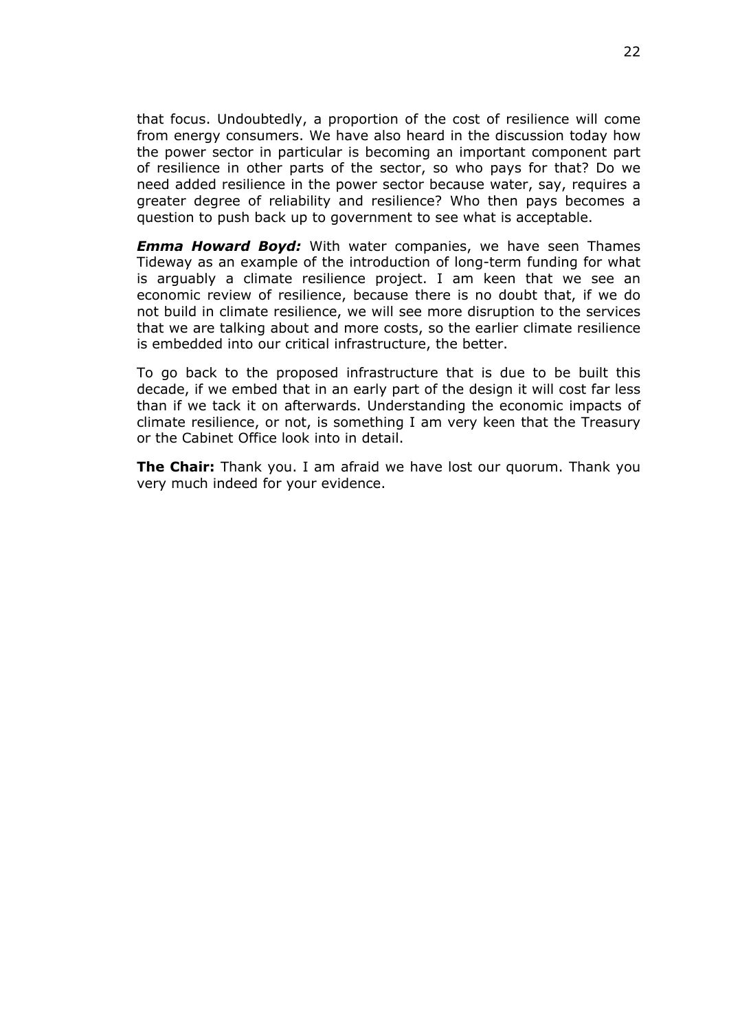that focus. Undoubtedly, a proportion of the cost of resilience will come from energy consumers. We have also heard in the discussion today how the power sector in particular is becoming an important component part of resilience in other parts of the sector, so who pays for that? Do we need added resilience in the power sector because water, say, requires a greater degree of reliability and resilience? Who then pays becomes a question to push back up to government to see what is acceptable.

***Emma Howard Boyd:*** With water companies, we have seen Thames Tideway as an example of the introduction of long-term funding for what is arguably a climate resilience project. I am keen that we see an economic review of resilience, because there is no doubt that, if we do not build in climate resilience, we will see more disruption to the services that we are talking about and more costs, so the earlier climate resilience is embedded into our critical infrastructure, the better.

To go back to the proposed infrastructure that is due to be built this decade, if we embed that in an early part of the design it will cost far less than if we tack it on afterwards. Understanding the economic impacts of climate resilience, or not, is something I am very keen that the Treasury or the Cabinet Office look into in detail.

**The Chair:** Thank you. I am afraid we have lost our quorum. Thank you very much indeed for your evidence.